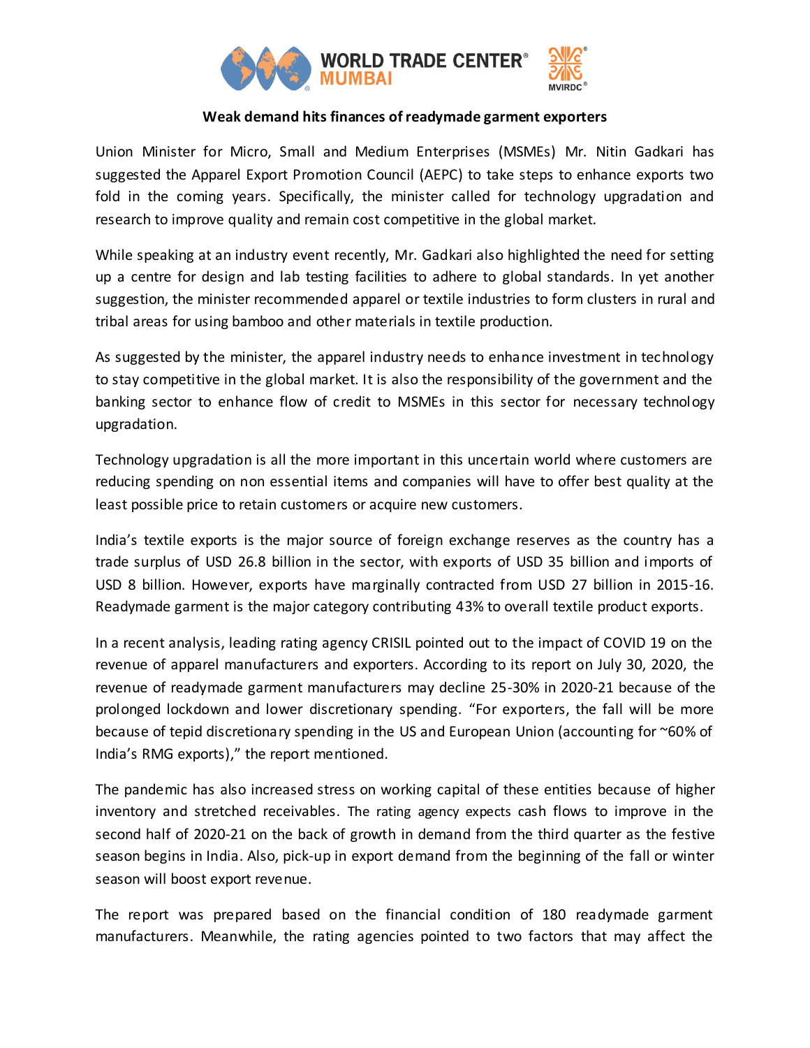**Weak demand hits finances of readymade garment exporters**

Union Minister for Micro, Small and Medium Enterprises (MSMEs) Mr. Nitin Gadkari has suggested the Apparel Export Promotion Council (AEPC) to take steps to enhance exports two fold in the coming years. Specifically, the minister called for technology upgradation and research to improve quality and remain cost competitive in the global market.

While speaking at an industry event recently, Mr. Gadkari also highlighted the need for setting up a centre for design and lab testing facilities to adhere to global standards. In yet another suggestion, the minister recommended apparel or textile industries to form clusters in rural and tribal areas for using bamboo and other materials in textile production.

As suggested by the minister, the apparel industry needs to enhance investment in technology to stay competitive in the global market. It is also the responsibility of the government and the banking sector to enhance flow of credit to MSMEs in this sector for necessary technology upgradation.

Technology upgradation is all the more important in this uncertain world where customers are reducing spending on non essential items and companies will have to offer best quality at the least possible price to retain customers or acquire new customers.

India's textile exports is the major source of foreign exchange reserves as the country has a trade surplus of USD 26.8 billion in the sector, with exports of USD 35 billion and imports of USD 8 billion. However, exports have marginally contracted from USD 27 billion in 2015-16. Readymade garment is the major category contributing 43% to overall textile product exports.

In a recent analysis, leading rating agency CRISIL pointed out to the impact of COVID 19 on the revenue of apparel manufacturers and exporters. According to its report on July 30, 2020, the revenue of readymade garment manufacturers may decline 25-30% in 2020-21 because of the prolonged lockdown and lower discretionary spending. "For exporters, the fall will be more because of tepid discretionary spending in the US and European Union (accounting for ~60% of India's RMG exports)," the report mentioned.

The pandemic has also increased stress on working capital of these entities because of higher inventory and stretched receivables. The rating agency expects cash flows to improve in the second half of 2020-21 on the back of growth in demand from the third quarter as the festive season begins in India. Also, pick-up in export demand from the beginning of the fall or winter season will boost export revenue.

The report was prepared based on the financial condition of 180 readymade garment manufacturers. Meanwhile, the rating agencies pointed to two factors that may affect the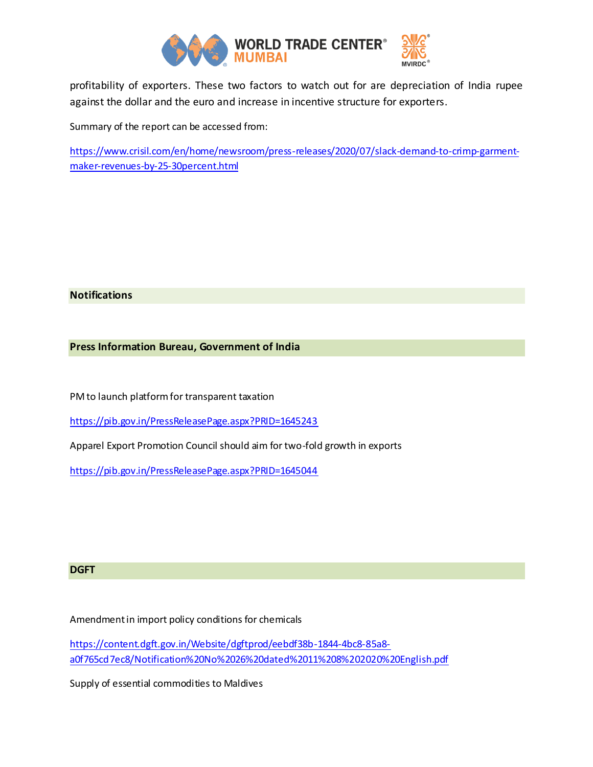profitability of exporters. These two factors to watch out for are depreciation of India rupee against the dollar and the euro and increase in incentive structure for exporters.

Summary of the report can be accessed from:

https://www.crisil.com/en/home/newsroom/press-releases/2020/07/slack-demand-to-crimp-garment-maker-revenues-by-25-30percent.html

## Notifications

## Press Information Bureau, Government of India

PM to launch platform for transparent taxation

https://pib.gov.in/PressReleasePage.aspx?PRID=1645243

Apparel Export Promotion Council should aim for two-fold growth in exports

https://pib.gov.in/PressReleasePage.aspx?PRID=1645044

## DGFT

Amendment in import policy conditions for chemicals

https://content.dgft.gov.in/Website/dgftprod/eebdf38b-1844-4bc8-85a8-a0f765cd7ec8/Notification%20No%2026%20dated%2011%208%202020%20English.pdf

Supply of essential commodities to Maldives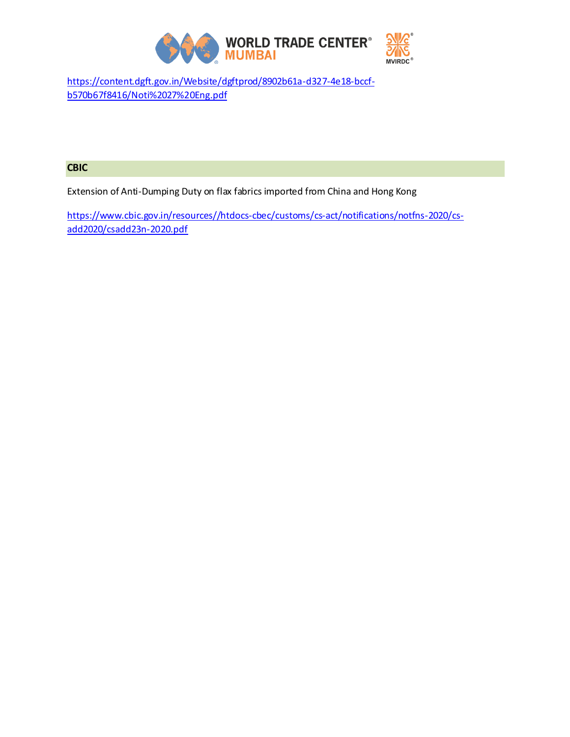https://content.dgft.gov.in/Website/dgftprod/8902b61a-d327-4e18-bccf-b570b67f8416/Noti%2027%20Eng.pdf

## CBIC

Extension of Anti-Dumping Duty on flax fabrics imported from China and Hong Kong

https://www.cbic.gov.in/resources//htdocs-cbec/customs/cs-act/notifications/notfns-2020/cs-add2020/csadd23n-2020.pdf